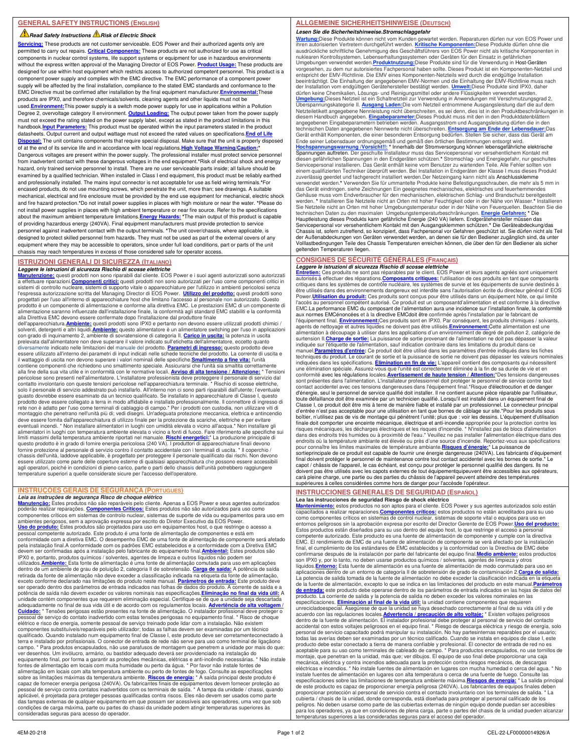## GENERAL SAFETY INSTRUCTIONS (ENGLISH)

***Read Safety Instructions*** ***Risk of Electric Shock***

**Servicing:** These products are not customer serviceable. EOS Power and their authorized agents only are permitted to carry out repairs. **Critical Components:** These products are not authorized for use as critical components in nuclear control systems, life support systems or equipment for use in hazardous environments without the express written approval of the Managing Director of EOS Power. **Product Usage:** These products are designed for use within host equipment which restricts access to authorized competent personnel. This product is a component power supply and complies with the EMC directive. The EMC performance of a component power supply will be affected by the final installation, compliance to the stated EMC standards and conformance to the EMC Directive must be confirmed after installation by the final equipment manufacturer.**Environmental:**These products are IPX0, and therefore chemicals/solvents, cleaning agents and other liquids must not be used.**Environment:**This power supply is a switch mode power supply for use in applications within a Pollution Degree 2, overvoltage category II environment. **Output Loading:** The output power taken from the power supply must not exceed the rating stated on the power supply label, except as stated in the product limitations in this handbook.**Input Parameters:** This product must be operated within the input parameters stated in the product datasheets. Output current and output wattage must not exceed the rated values on specifications.**End of Life Disposal:** The unit contains components that require special disposal. Make sure that the unit is properly disposed of at the end of its service life and in accordance with local regulations.**High Voltage Warning/Caution:*** Dangerous voltages are present within the power supply. The professional installer must protect service personnel from inadvertent contact with these dangerous voltages in the end equipment.*Risk of electrical shock and energy hazard, only trained service personnel to install. There are no user serviceable parts inside; all failure should be examined by a qualified technician. When installed in Class I end equipment, this product must be reliably earthed and professionally installed. The mains input connector is not acceptable for use as field wiring terminals.*For encased products, do not use mounting screws, which penetrate the unit, more than; see drawings. A suitable mechanical, electrical and fire enclosure must be provided by the end use equipment for mechanical, electric shock and fire hazard protection.*Do not install power supplies in places with high moisture or near the water. *Please do not install power supplies in places with high ambient temperature or near fire source. Refer to the specifications about the maximum ambient temperature limitations.**Energy Hazards:** *The main output of this product is capable of providing hazardous energy (240VA). Final equipment manufacturers must provide protection to service personnel against inadvertent contact with the output terminals. *The unit cover/chassis, where applicable, is designed to protect skilled personnel from hazards. They must not be used as part of the external covers of any equipment where they may be accessible to operators, since under full load conditions, part or parts of the unit chassis may reach temperatures in excess of those considered safe for operator access.

## ALLGEMEINE SICHERHEITSHINWEISE (DEUTSCH)

***Lesen Sie die Sicherheitshinweise.Stromschlaggefahr***

**Wartung:**Diese Produkte können nicht vom Kunden gewartet werden. Reparaturen dürfen nur von EOS Power und ihren autorisierten Vertretern durchgeführt werden. **Kritische Komponenten:**Diese Produkte dürfen ohne die ausdrückliche schriftliche Genehmigung des Geschäftsführers von EOS Power nicht als kritische Komponenten in nuklearen Kontrollsystemen, Lebenserhaltungssystemen oder Geräten für den Einsatz in gefährlichen Umgebungen verwendet werden.**Produktnutzung:**Diese Produkte sind für die Verwendung in Host-Geräten vorgesehen, zu denen nur autorisiertes Fachpersonal haben sollte. Dieses Produkt ist ein Komponenten-Netzteil und entspricht der EMV-Richtlinie. Die EMV eines Komponenten-Netzteils wird durch die endgültige Installation beeinträchtigt. Die Einhaltung der angegebenen EMV-Normen und die Einhaltung der EMV-Richtlinie muss nach der Installation vom endgültigen Gerätehersteller bestätigt werden. **Umwelt:**Diese Produkte sind IPX0, daher dürfen keine Chemikalien, Lösungs- und Reinigungsmittel oder andere Flüssigkeiten verwendet werden. **Umgebung:**Dieses Netzteil ist ein Schaltnetzteil zur Verwendung in Anwendungen mit Verschmutzungsgrad 2, Überspannungskategorie II. **Ausgang Laden:**Die vom Netzteil entnommene Ausgangsleistung darf die auf dem Netzteiletikett angegebene Nennleistung nicht überschreiten, es sei denn, dies ist in den Produktbeschränkungen in diesem Handbuch angegeben. **Eingabeparameter:**Dieses Produkt muss mit den in den Produktdatenblättern angegebenen Eingabeparametern betrieben werden. Ausgangsstrom und Ausgangsleistung dürfen die in den technischen Daten angegebenen Nennwerte nicht überschreiten. **Entsorgung am Ende der Lebensdauer:**Das Gerät enthält Komponenten, die einer besonderen Entsorgung bedürfen. Stellen Sie sicher, dass das Gerät am Ende seiner Lebensdauer ordnungsgemäß und gemäß den örtlichen Bestimmungen entsorgt wird. **Hochspannungswarnung /Vorsicht!:** * Innerhalb der Stromversorgung können lebensgefährliche elektrische Spannungen auftreten. Der geschulte Installateur muss das Servicepersonal vor versehentlichem Kontakt mit diesen gefährlichen Spannungen in den Endgeräten schützen.* Stromschlag- und Energiegefahr, nur geschultes Servicepersonal installieren. Das Gerät enthält keine vom Benutzer zu wartenden Teile. Alle Fehler sollten von einem qualifizierten Techniker überprüft werden. Bei Installation in Endgeräten der Klasse I muss dieses Produkt zuverlässig geerdet und fachgerecht installiert werden.Der Netzeingang kann nicht als Anschlussklemme verwendet werden.* Verwenden Sie für ummantelte Produkte keine Befestigungsschrauben, die mehr als 5 mm in das Gerät eindringen. siehe Zeichnungen Ein geeignetes mechanisches, elektrisches und feuerhemmendes Gehäuse muss vom Endverbraucher für den mechanischen, elektrischen Schlag- und Brandschutz bereitgestellt werden. * Installieren Sie Netzteile nicht an Orten mit hoher Feuchtigkeit oder in der Nähe von Wasser.* Installieren Sie Netzteile nicht an Orten mit hoher Umgebungstemperatur oder in der Nähe von Feuerquellen. Beachten Sie die technischen Daten zu den maximalen Umgebungstemperaturbeschränkungen. **Energie Gefahren:** * Die Hauptleistung dieses Produkts kann gefährliche Energie (240 VA) liefern. Endgerätehersteller müssen das Servicepersonal vor versehentlichem Kontakt mit den Ausgangsklemmen schützen.* Die Geräteabdeckung/das Chassis ist, sofern zutreffend, so konzipiert, dass Fachpersonal vor Gefahren geschützt ist. Sie dürfen nicht als Teil der Außenabdeckungen von Geräten verwendet werden, an denen sie für den Bediener zugänglich sind, da unter Volllastbedingungen Teile des Chassis Temperaturen erreichen können, die über den für den Bediener als sicher geltenden Temperaturen liegen.

## ISTRUZIONI GENERALI DI SICUREZZA (ITALIANO)

***Leggere le istruzioni di sicurezza Rischio di scosse elettriche***

**Manutenzione:** questi prodotti non sono riparabili dal cliente. EOS Power e i suoi agenti autorizzati sono autorizzati a effettuare riparazioni.**Componenti critici:** questi prodotti non sono autorizzati per l'uso come componenti critici in sistemi di controllo nucleare, sistemi di supporto vitale o apparecchiature per l'utilizzo in ambienti pericolosi senza l'espressa autorizzazione scritta del Managing Director di EOS Power. **Utilizzo del prodotto:** questi prodotti sono progettati per l'uso all'interno di apparecchiature host che limitano l'accesso al personale non autorizzato. Questo prodotto è un componente di alimentazione e conforme alla direttiva EMC. Le prestazioni EMC di un componente di alimentazione saranno influenzate dall'installazione finale, la conformità agli standard EMC stabiliti e la conformità alla Direttiva EMC devono essere confermate dopo l'installazione dal produttore finale dell'apparecchiatura.**Ambiente:** questi prodotti sono IPX0 e pertanto non devono essere utilizzati prodotti chimici / solventi, detergenti e altri liquidi.**Ambiente:** questo alimentatore è un alimentatore switching per l'uso in applicazioni con grado di inquinamento 2, ambiente di sovratensione di categoria II. **Carico in uscita:** la potenza in uscita prelevata dall'alimentatore non deve superare il valore indicato sull'etichetta dell'alimentatore, eccetto quanto diversamente indicato nelle limitazioni del manuale del prodotto. **Parametri di ingresso:** questo prodotto deve essere utilizzato all'interno dei parametri di input indicati nelle schede tecniche del prodotto. La corrente di uscita e il wattaggio di uscita non devono superare i valori nominali delle specifiche.**Smaltimento a fine vita:** l'unità contiene componenti che richiedono uno smaltimento speciale. Assicurarsi che l'unità sia smaltita correttamente alla fine della sua vita utile e in conformità con le normative locali. **Avviso di alta tensione / Attenzione:** * Tensioni pericolose sono presenti nell'alimentatore. L'installatore professionista deve proteggere il personale di servizio dal contatto involontario con queste tensioni pericolose nell'apparecchiatura terminale. * Rischio di scosse elettriche, solo il personale di servizio addestrato può installarlo. All'interno non ci sono parti riparabili dall'utente; l'eventuale guasto dovrebbe essere esaminato da un tecnico qualificato. Se installato in apparecchiature di Classe I, questo prodotto deve essere collegato a terra in modo affidabile e installato professionalmente. Il connettore di ingresso di rete non è adatto per l'uso come terminali di cablaggio di campo.* Per i prodotti con custodia, non utilizzare viti di montaggio che penetrano nell'unità più di; vedi disegni. Un'adeguata protezione meccanica, elettrica e antincendio deve essere fornita dall'apparecchiatura di utilizzo finale per la protezione da scariche, elettriche e per evitare eventuali incendi. * Non installare alimentatori in luoghi con umidità elevata o vicino all'acqua.* Non installare gli alimentatori in luoghi con temperatura ambiente elevata o vicino a fonti di fuoco. Fare riferimento alle specifiche sui limiti massimi della temperatura ambiente riportati nel manuale. **Rischi energetici:*** La produzione principale di questo prodotto è in grado di fornire energia pericolosa (240 VA). I produttori di apparecchiature finali devono fornire protezione al personale di servizio contro il contatto accidentale con i terminali di uscita. * Il coperchio / chassis dell'unità, laddove applicabile, è progettato per proteggere il personale qualificato dai rischi. Non devono essere utilizzate come parte delle coperture esterne di qualsiasi apparecchiatura che possono essere accessibili agli operatori, poiché in condizioni di pieno carico, parte o parti dello chassis dell'unità potrebbero raggiungere temperature superiori a quelle considerate sicure per l'accesso dell'operatore.

## CONSIGNES DE SÉCURITÉ GÉNÉRALES (FRANÇAIS)

***Leggere le istruzioni di sicurezza Rischio di scosse elettriche***

**Entretien:** Ces produits ne sont pas réparables par le client. EOS Power et leurs agents agréés sont uniquement autorisés à effectuer des réparations.**Composants critiques:** l'utilisation de ces produits en tant que composants critiques dans les systèmes de contrôle nucléaire, les systèmes de survie et les équipements de survie destinés à être utilisés dans des environnements dangereux est interdite sans l'autorisation écrite du directeur général d' EOS Power.**Utilisation du produit:** Ces produits sont conçus pour être utilisés dans un équipement hôte, ce qui limite l'accès au personnel compétent autorisé. Ce produit est un composantd'alimentation et est conforme à la directive EMC.La performance EMC du composant de l'alimentation aura une incidence sur l'installation finale, la conformité aux normes EMCénoncées et à la directive EMCdoit être confirmée après l'installation par le fabricant de l'équipement final. **Environnement:**Ces produits sont en IPX0. Par conséquent, les produits chimiques / solvants, agents de nettoyage et autres liquides ne doivent pas être utilisés.**Environnement:**Cette alimentation est une alimentation à découpage à utiliser dans les applications d'un environnement de degré de pollution 2, catégorie de surtension II.**Charge de sortie:** La puissance de sortie provenant de l'alimentation ne doit pas dépasser la valeur indiquée sur l'étiquette de l'alimentation, sauf indication contraire dans les limitations du produit dans ce manuel.**Paramètres d'entrée:** Ce produit doit être utilisé dans les paramètres d'entrée indiqués dans les fiches techniques du produit. Le courant de sortie et la puissance de sortie ne doivent pas dépasser les valeurs nominales indiquées dans les spécifications. **Élimination en fin de vie:** L'appareil contient des composants qui nécessitent une élimination spéciale. Assurez-vous que l'unité est correctement éliminée à la fin de sa durée de vie et en conformité avec les régulations locales.**Avertissement de haute tension / Attention:***Des tensions dangereuses sont présentes dans l'alimentation. L'installateur professionnel doit protéger le personnel de service contre tout contact accidentel avec ces tensions dangereuses dans l'équipement final.*Risque d'électrocution et de danger d'énergie, seul le personnel de service qualifié doit installer. Il ne contient aucune pièce réparable par l'utilisateur, toute défaillance doit être examinée par un technicien qualifié. Lorsqu'il est installé dans un équipement final de Classe I, ce produit doit être mis à terre de manière fiable et installé par un professionnel. Le connecteur principal d'entrée n'est pas acceptable pour une utilisation en tant que bornes de câblage sur site.*Pour les produits sous boîtier, n'utilisez pas de vis de montage qui pénètrent l'unité; plus que : voir les dessins. L'équipement d'utilisation finale doit comporter une enceinte mécanique, électrique et anti-incendie appropriée pour la protection contre les risques mécaniques, les décharges électriques et les risques d'incendie. * N'installez pas de blocs d'alimentation dans des endroits très humides ou à proximité de l'eau.* Veuillez ne pas installer l'alimentation électrique dans des endroits où la température ambiante est élevée ou près d'une source d'incendie. Reportez-vous aux spécifications pour connaître les limites maximales de température ambiante.**Risques d'énergie:*** La puissance de sortieprincipale de ce produit est capable de fournir une énergie dangereuse (240VA). Les fabricants d'équipement final doivent protéger le personnel de maintenance contre tout contact accidentel avec les bornes de sortie.* Le capot / châssis de l'appareil, le cas échéant, est conçu pour protéger le personnel qualifié des dangers. Ils ne doivent pas être utilisés avec les capots externes de tout équipementquipeuvent être accessibles aux opérateurs, carà pleine charge, une partie ou des parties du châssis de l'appareil peuvent atteindre des températures supérieures à celles considérées comme hors de danger pour l'accèsde l'opérateur.

## INSTRUÇÕES GERAIS DE SEGURANÇA (PORTUGUES)

***Leia as instruções de segurança Risco de choque elétrico***

**Manutenção:** Estes produtos não são reparáveis pelo cliente. Apenas a EOS Power e seus agentes autorizados poderão realizar reparações. **Componentes Críticos:** Estes produtos não são autorizados para uso como componentes críticos em sistemas de controlo nuclear, sistemas de suporte de vida ou equipamentos para uso em ambientes perigosos, sem a aprovação expressa por escrito do Diretor Executivo da EOS Power.
**Uso do produto:** Estes produtos são projetados para uso em equipamentos host, o que restringe o acesso a pessoal competente autorizado. Este produto é uma fonte de alimentação de componentes e está em conformidade com a diretiva EMC. O desempenho EMC de uma fonte de alimentação de componente será afetado pela instalação final.A conformidade com os padrões EMC estabelecidos e a conformidade com a Diretiva EMC devem ser confirmadas após a instalação pelo fabricante do equipamento final.**Ambiental:** Estes produtos são IPX0 e, portanto, produtos químicos / solventes, agentes de limpeza e outros líquidos não podem ser utilizados.**Ambiente:** Esta fonte de alimentação é uma fonte de alimentação comutada para uso em aplicações dentro de um ambiente de grau de poluição 2, categoria II de sobretensão. **Carga de saída:** A potência de saída retirada da fonte de alimentação não deve exceder a classificação indicada na etiqueta da fonte de alimentação, exceto conforme declarado nas limitações do produto neste manual. **Parâmetros de entrada:** Este produto deve ser operado dentro dos parâmetros de entrada indicados nas folhas de dados do produto. A corrente de saída e a potência de saída não devem exceder os valores nominais nas especificações.**Eliminação no final da vida útil:** A unidade contém componentes que requerem eliminação especial. Certifique-se de que a unidade seja descartada adequadamente no final de sua vida útil e de acordo com os regulamentos locais. **Advertência de alta voltagem / Cuidado:** * Tensões perigosas estão presentes na fonte de alimentação. O instalador profissional deve proteger o pessoal de serviço do contato inadvertido com estas tensões perigosas no equipamento final. * Risco de choque elétrico e risco de energia, somente pessoal de serviço treinado pode lidar com a instalação. Não existem componentes substituíveis/reparáveis pelo utilizador; todas as falhas devem ser examinadas por um técnico qualificado. Quando instalado num equipamento final de Classe I, este produto deve ser corretamenteconectado à terra e instalado por profissionais. O conector de entrada de rede não serve para uso como terminal de ligaçãono campo. * Para produtos encapsulados, não use parafusos de montagem que penetrem a unidade por mais do que: ver desenhos. Um invólucro, armário, ou bastidor adequado deverá ser providenciado na instalação do equipamento final, por forma a garantir as proteções mecânicas, elétricas e anti-incêndio necessárias. * Não instale fontes de alimentação em locais com muita humidade ou perto da água. * Por favor não instale fontes de alimentação em locais com alta temperatura ambiente ou perto de fontes de fogo. Consulte as especificações sobre as limitações máximas da temperatura ambiente. **Riscos de energia:** * A saída principal deste produto é capaz de fornecer energia perigosa (240VA). Os fabricantes finais de equipamentos devem fornecer proteção ao pessoal de serviço contra contatos inadvertidos com os terminais de saída. * A tampa da unidade / chassi, quando aplicável, é projetada para proteger pessoas qualificadas contra riscos. Eles não devem ser usados como parte das tampas externas de qualquer equipamento em que possam ser acessíveis aos operadores, uma vez que sob condições de carga máxima, parte ou partes do chassi da unidade podem atingir temperaturas superiores às consideradas seguras para acesso do operador.

## INSTRUCCIONES GENERALES DE SEGURIDAD (ESPAÑOL)

**Lea las instrucciones de seguridad Riesgo de shock eléctrico**

**Mantenimiento:** estos productos no son aptos para el cliente. EOS Power y sus agentes autorizados solo están capacitados a realizar reparaciones.**Componentes críticos:** estos productos no están acreditados para su uso como componentes críticos en sistemas de control nuclear, sistemas de soporte vital o equipos para uso en entornos peligrosos sin la aprobación expresa por escrito del Director Gerente de EOS Power.**Uso del producto:** Estos productos están diseñados para su uso dentro del equipo host, lo que restringe el acceso a personal competente autorizado. Este producto es una fuente de alimentación de componente y cumple con la directiva EMC. El rendimiento de EMC de una fuente de alimentación de componente se verá afectado por la instalación final, el cumplimiento de los estándares de EMC establecidos y la conformidad con la Directiva de EMC debe confirmarse después de la instalación por parte del fabricante del equipo final.**Medio ambiente:** estos productos son IPX0 y, por lo tanto, no deben usarse productos químicos / solventes, agentes de limpieza y otros líquidos.**Entorno:** Esta fuente de alimentación es una fuente de alimentación de modo conmutado para uso en aplicaciones dentro de un entorno de categoría II de sobretensión de grado de contaminación 2.**Carga de salida:** La potencia de salida tomada de la fuente de alimentación no debe exceder la clasificación indicada en la etiqueta de la fuente de alimentación, excepto lo que se indica en las limitaciones del producto en este manual.**Parámetros de entrada:** este producto debe operarse dentro de los parámetros de entrada indicados en las hojas de datos del producto. La corriente de salida y la potencia de salida no deben exceder los valores nominales en las especificaciones. **Eliminación al final de la vida útil:** la unidad contiene componentes que requieren unaeliminaciónespecial. Asegúrese de que la unidad se haya desechado correctamente al final de su vida útil y de acuerdo con las regulaciones locales.**Advertencia / precaución de alto voltaje:** * Existen voltajes peligrosos dentro de la fuente de alimentación. El instalador profesional debe proteger al personal de servicio del contacto accidental con estos voltajes peligrosos en el equipo final. * Riesgo de descarga eléctrica y riesgo de energía, solo personal de servicio capacitado podrá manipular su instalación. No hay partesinternas reparables por el usuario; todas las averías deben ser examinadas por un técnico calificado. Cuando se instala en equipos de clase I, este producto debe estar conectado a tierra de manera confiable y profesional. El conector de entrada de red no es aceptable para su uso como terminales de cableado de campo. * Para productos encapsulados, no use tornillos de montaje, que penetran en la unidad, más que; ver dibujos. El equipo de uso final debe proporcionar una caja mecánica, eléctrica y contra incendios adecuada para la protección contra riesgos mecánicos, de descargas eléctricas e incendios. * No instale fuentes de alimentación en lugares con mucha humedad o cerca del agua. * No instale fuentes de alimentación en lugares con alta temperatura o cerca de una fuente de fuego. Consulte las especificaciones sobre las limitaciones de temperatura ambiente máxima.**Riesgos de energía:** * La salida principal de este producto es capaz de proporcionar energía peligrosa (240VA). Los fabricantes de equipos finales deben proporcionar protección al personal de servicio contra el contacto involuntario con los terminales de salida. * La cubierta / chasis de la unidad, donde corresponda, está diseñada para proteger al personal calificado de los peligros. No deben usarse como parte de las cubiertas externas de ningún equipo donde puedan ser accesibles para los operadores, ya que en condiciones de plena carga, parte o partes del chasis de la unidad pueden alcanzar temperaturas superiores a las consideradas seguras para el acceso del operador.

4EM-20-218 CEL-22-LF00000014926/A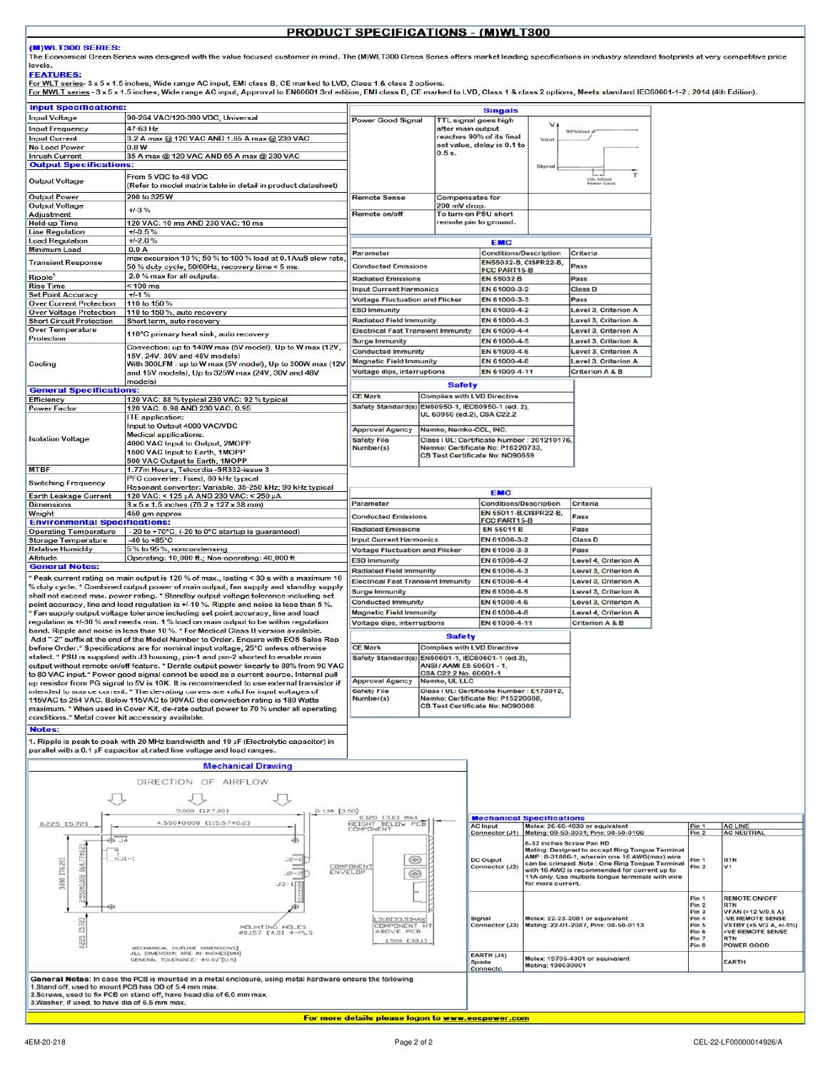# PRODUCT SPECIFICATIONS - (M)WLT300

## (M)WLT300 SERIES:

The Economical Green Series was designed with the value focused customer in mind. The (M)WLT300 Green Series offers market leading specifications in industry standard footprints at very competitive price levels.

## FEATURES:

For WLT series- 3 x 5 x 1.5 inches, Wide range AC input, EMI class B, CE marked to LVD, Class 1 & class 2 options.
For MWLT series - 3 x 5 x 1.5 inches, Wide range AC input, Approval to EN60601 3rd edition, EMI class B, CE marked to LVD, Class 1 & class 2 options, Meets standard IEC60601-1-2 : 2014 (4th Edition).

## Input Specifications:

| | |
|---|---|
| Input Voltage | 90-264 VAC/120-390 VDC, Universal |
| Input Frequency | 47-63 Hz |
| Input Current | 3.2 A max @ 120 VAC AND 1.65 A max @ 230 VAC |
| No Load Power | 0.8 W |
| Inrush Current | 35 A max @ 120 VAC AND 65 A max @ 230 VAC |

## Output Specifications:

| | |
|---|---|
| Output Voltage | From 5 VDC to 48 VDC (Refer to model matrix table in detail in product datasheet) |
| Output Power | 200 to 325 W |
| Output Voltage Adjustment | +/-3 % |
| Hold-up Time | 120 VAC: 10 ms AND 230 VAC: 10 ms |
| Line Regulation | +/-0.5 % |
| Load Regulation | +/-2.0 % |
| Minimum Load | 0.0 A |
| Transient Response | max excursion 10 %; 50 % to 100 % load at 0.1A/uS slew rate, 50 % duty cycle, 50/60Hz, recovery time < 5 ms. |
| Ripple[1] | 2.0 % max for all outputs. |
| Rise Time | < 100 ms |
| Set Point Accuracy | +/-1 % |
| Over Current Protection | 110 to 150 % |
| Over Voltage Protection | 110 to 150 %, auto recovery |
| Short Circuit Protection | Short term, auto recovery |
| Over Temperature Protection | 110°C primary heat sink, auto recovery |
| Cooling | Convection: up to 140W max (5V model), Up to W max (12V, 15V, 24V, 30V and 48V models) With 300LFM : up to W max (5V model), Up to 300W max (12V and 15V models), Up to 325W max (24V, 30V and 48V models) |

## General Specifications:

| | |
|---|---|
| Efficiency | 120 VAC: 88 % typical 230 VAC: 92 % typical |
| Power Factor | 120 VAC: 0.98 AND 230 VAC: 0.95 |
| Isolation Voltage | ITE application: Input to Output 4000 VAC/VDC Medical applications: 4000 VAC Input to Output, 2MOPP 1500 VAC Input to Earth, 1MOPP 500 VAC Output to Earth, 1MOPP |
| MTBF | 1.77m Hours, Telcordia -SR332-issue 3 |
| Switching Frequency | PFC converter: Fixed, 80 kHz typical Resonant converter: Variable, 35-250 kHz; 90 kHz typical |
| Earth Leakage Current | 120 VAC: < 125 μA AND 230 VAC: < 250 μA |
| Dimensions | 3 x 5 x 1.5 inches (76.2 x 127 x 38 mm) |
| Weight | 450 gm approx |

## Environmental Specifications:

| | |
|---|---|
| Operating Temperature | -20 to +70°C, (-20 to 0°C startup is guaranteed) |
| Storage Temperature | -40 to +85°C |
| Relative Humidity | 5 % to 95 %, noncondensing |
| Altitude | Operating: 10,000 ft.; Non-operating: 40,000 ft |

## General Notes:

* Peak current rating on main output is 120 % of max., lasting < 30 s with a maximum 10 % duty cycle. * Combined output power of main output, fan supply and standby supply shall not exceed max. power rating. * Standby output voltage tolerance including set point accuracy, line and load regulation is +/-10 %. Ripple and noise is less than 5 %. * Fan supply output voltage tolerance including set point accuracy, line and load regulation is +/-30 % and needs min. 1 % load on main output to be within regulation band. Ripple and noise is less than 10 %. * For Medical Class II version available. Add "-2" suffix at the end of the Model Number to Order. Enquire with EOS Sales Rep before Order.* Specifications are for nominal input voltage, 25°C unless otherwise stated. * PSU is supplied with J3 housing, pin-1 and pin-2 shorted to enable main output without remote on/off feature. * Derate output power linearly to 80% from 90 VAC to 80 VAC input.* Power good signal cannot be used as a current source. Internal pull up resistor from PG signal to 5V is 10K. It is recommended to use external transistor if intended to source current. * The derating curves are valid for input voltages of 115VAC to 264 VAC. Below 115VAC to 90VAC the convection rating is 180 Watts maximum. * When used in Cover Kit, de-rate output power to 70 % under all operating conditions.* Metal cover kit accessory available.

## Notes:

1. Ripple is peak to peak with 20 MHz bandwidth and 10 μF (Electrolytic capacitor) in parallel with a 0.1 μF capacitor at rated line voltage and load ranges.

## Signals

| | |
|---|---|
| Power Good Signal | TTL signal goes high after main output reaches 90% of its final set value, delay is 0.1 to 0.5 s. |
| Remote Sense | Compensates for 200 mV drop. |
| Remote on/off | To turn-on PSU short remote pin to ground. |

V
90%Vout
Vout
Signal
100- 500mS Power Good
T

## EMC

| Parameter | Conditions/Description | Criteria |
|---|---|---|
| Conducted Emissions | EN55032-B, CISPR22-B, FCC PART15-B | Pass |
| Radiated Emissions | EN 55032 B | Pass |
| Input Current Harmonics | EN 61000-3-2 | Class D |
| Voltage Fluctuation and Flicker | EN 61000-3-3 | Pass |
| ESD Immunity | EN 61000-4-2 | Level 3, Criterion A |
| Radiated Field Immunity | EN 61000-4-3 | Level 3, Criterion A |
| Electrical Fast Transient Immunity | EN 61000-4-4 | Level 3, Criterion A |
| Surge Immunity | EN 61000-4-5 | Level 3, Criterion A |
| Conducted Immunity | EN 61000-4-6 | Level 3, Criterion A |
| Magnetic Field Immunity | EN 61000-4-8 | Level 3, Criterion A |
| Voltage dips, interruptions | EN 61000-4-11 | Criterion A & B |

## Safety

| | |
|---|---|
| CE Mark | Complies with LVD Directive |
| Safety Standard(s) | EN60950-1, IEC60950-1 (ed. 2), UL 60950 (ed.2), CSA C22.2 |
| Approval Agency | Nemko, Nemko-CCL, INC. |
| Safety File Number(s) | Class 1 UL: Certificate Number : 201210176, Nemko: Certificate No: P16220733, CB Test Certificate No: NO90659 |

## EMC

| Parameter | Conditions/Description | Criteria |
|---|---|---|
| Conducted Emissions | EN 55011-B,CISPR22-B, FCC PART15-B | Pass |
| Radiated Emissions | EN 55011 B | Pass |
| Input Current Harmonics | EN 61000-3-2 | Class D |
| Voltage Fluctuation and Flicker | EN 61000-3-3 | Pass |
| ESD Immunity | EN 61000-4-2 | Level 4, Criterion A |
| Radiated Field Immunity | EN 61000-4-3 | Level 3, Criterion A |
| Electrical Fast Transient Immunity | EN 61000-4-4 | Level 3, Criterion A |
| Surge Immunity | EN 61000-4-5 | Level 3, Criterion A |
| Conducted Immunity | EN 61000-4-6 | Level 3, Criterion A |
| Magnetic Field Immunity | EN 61000-4-8 | Level 4, Criterion A |
| Voltage dips, interruptions | EN 61000-4-11 | Criterion A & B |

## Safety

| | |
|---|---|
| CE Mark | Complies with LVD Directive |
| Safety Standard(s) | EN60601-1, IEC60601-1 (ed.3), ANSI / AAMI ES 60601 - 1, CSA C22.2 No. 60601-1 |
| Approval Agency | Nemko, UL LLC |
| Safety File Number(s) | Class I UL: Certificate Number : E173812, Nemko: Certificate No: P15220608, CB Test Certificate No: NO90008 |

## Mechanical Drawing

DIRECTION OF AIRFLOW

5.000 [127.00]
4.550±0.008 [115.57±0.2]
0.225 [5.72]
0.138 [3.50]
0.120 [3.0] MAX HEIGHT BELOW PCB COMPONENT
J4
J1-1
J2-1
J2-2
J3-1
COMPONENT ENVELOP
3.000 [76.20]
2.550±0.008 [64.77±0.2]
0.225 [5.72]
MOUNTING HOLES Ø0.157 [4.0] 4-PLS
1.316[33.53]MAX COMPONENT HT ABOVE PCB
1.500 [38.1]
MECHANICAL OUTLINE DIMENSIONS ALL DIMENSION ARE IN INCHES[MM] GENERAL TOLERANCE: ±0.02"[0.5]

## Mechanical Specifications

| | | | |
|---|---|---|---|
| AC Input Connector (J1) | Molex: 26-60-4030 or equivalent Mating: 09-50-3031; Pins: 08-50-0106 | Pin 1<br>Pin 2 | AC LINE<br>AC NEUTRAL |
| DC Output Connector (J2) | 6-32 inches Screw Pan HD Mating: Designed to accept Ring Tongue Terminal AMP : 8-31886-1, wherein one 16 AWG(max) wire can be crimped. Note : One Ring Tongue Terminal with 16 AWG is recommended for current up to 11A only. Use multiple tongue terminals with wire for more current. | Pin 1<br>Pin 2 | RTN<br>V1 |
| Signal Connector (J3) | Molex: 22-23-2081 or equivalent Mating: 22-01-2087, Pins: 08-50-0113 | Pin 1<br>Pin 2<br>Pin 3<br>Pin 4<br>Pin 5<br>Pin 6<br>Pin 7<br>Pin 8 | REMOTE ON/OFF<br>RTN<br>VFAN (+12 V/0.5 A)<br>-VE REMOTE SENSE<br>VSTBY (+5 V/2 A, +/-5%)<br>+VE REMOTE SENSE<br>RTN<br>POWER GOOD |
| EARTH (J4) Spade Connecto | Molex: 19705-4301 or equivalent Mating: 190030001 | | EARTH |

**General Notes:** In case the PCB is mounted in a metal enclosure, using metal hardware ensure the following
1. Stand off, used to mount PCB has OD of 5.4 mm max.
2. Screws, used to fix PCB on stand off, have head dia of 6.0 mm max.
3. Washer, if used, to have dia of 6.5 mm max.

**For more details please logon to www.eospower.com**

4EM-20-218

CEL-22-LF00000014926/A